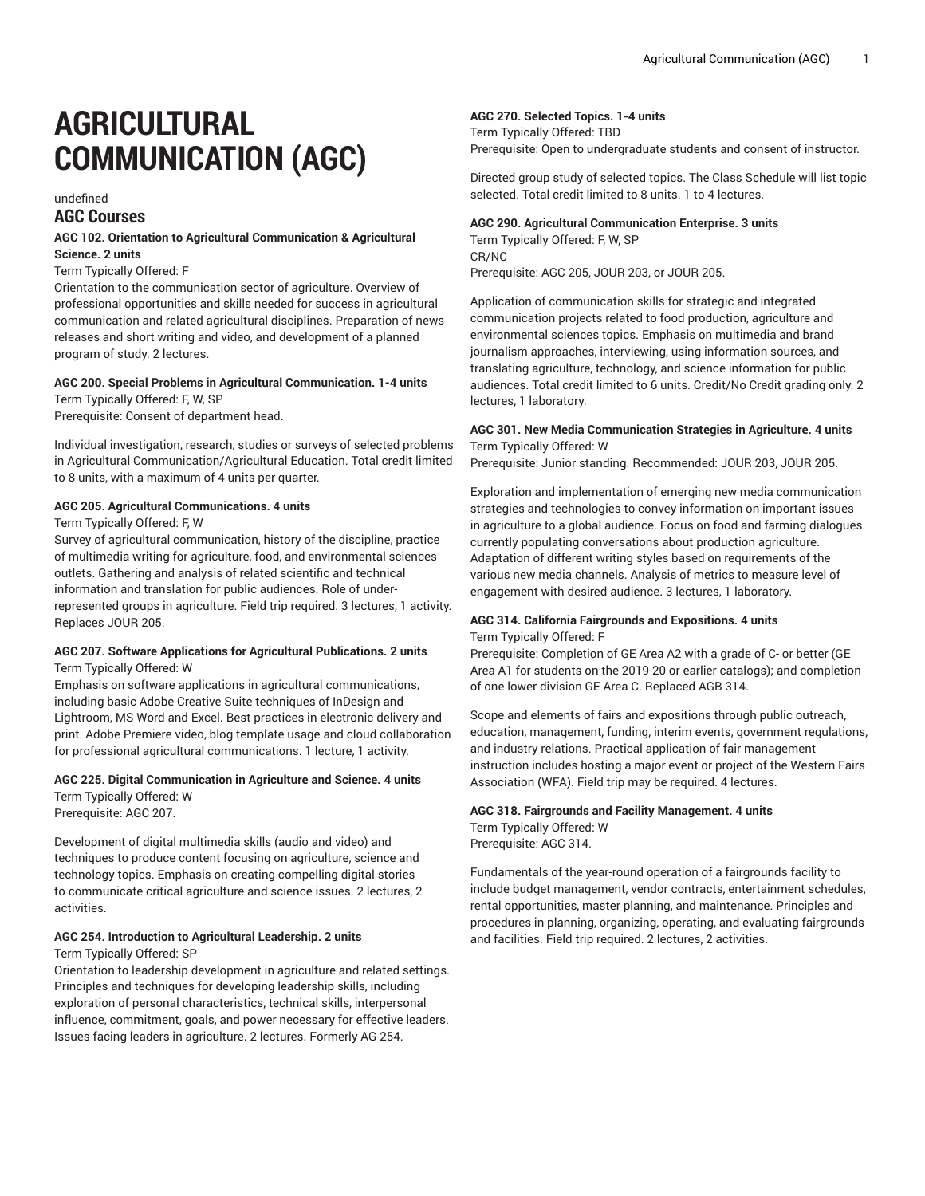# AGRICULTURAL COMMUNICATION (AGC)

undefined

## AGC Courses

**AGC 102. Orientation to Agricultural Communication & Agricultural Science. 2 units**

Term Typically Offered: F

Orientation to the communication sector of agriculture. Overview of professional opportunities and skills needed for success in agricultural communication and related agricultural disciplines. Preparation of news releases and short writing and video, and development of a planned program of study. 2 lectures.

**AGC 200. Special Problems in Agricultural Communication. 1-4 units**

Term Typically Offered: F, W, SP

Prerequisite: Consent of department head.

Individual investigation, research, studies or surveys of selected problems in Agricultural Communication/Agricultural Education. Total credit limited to 8 units, with a maximum of 4 units per quarter.

**AGC 205. Agricultural Communications. 4 units**

Term Typically Offered: F, W

Survey of agricultural communication, history of the discipline, practice of multimedia writing for agriculture, food, and environmental sciences outlets. Gathering and analysis of related scientific and technical information and translation for public audiences. Role of under-represented groups in agriculture. Field trip required. 3 lectures, 1 activity. Replaces JOUR 205.

**AGC 207. Software Applications for Agricultural Publications. 2 units**

Term Typically Offered: W

Emphasis on software applications in agricultural communications, including basic Adobe Creative Suite techniques of InDesign and Lightroom, MS Word and Excel. Best practices in electronic delivery and print. Adobe Premiere video, blog template usage and cloud collaboration for professional agricultural communications. 1 lecture, 1 activity.

**AGC 225. Digital Communication in Agriculture and Science. 4 units**

Term Typically Offered: W

Prerequisite: AGC 207.

Development of digital multimedia skills (audio and video) and techniques to produce content focusing on agriculture, science and technology topics. Emphasis on creating compelling digital stories to communicate critical agriculture and science issues. 2 lectures, 2 activities.

**AGC 254. Introduction to Agricultural Leadership. 2 units**

Term Typically Offered: SP

Orientation to leadership development in agriculture and related settings. Principles and techniques for developing leadership skills, including exploration of personal characteristics, technical skills, interpersonal influence, commitment, goals, and power necessary for effective leaders. Issues facing leaders in agriculture. 2 lectures. Formerly AG 254.

**AGC 270. Selected Topics. 1-4 units**

Term Typically Offered: TBD

Prerequisite: Open to undergraduate students and consent of instructor.

Directed group study of selected topics. The Class Schedule will list topic selected. Total credit limited to 8 units. 1 to 4 lectures.

**AGC 290. Agricultural Communication Enterprise. 3 units**

Term Typically Offered: F, W, SP

CR/NC

Prerequisite: AGC 205, JOUR 203, or JOUR 205.

Application of communication skills for strategic and integrated communication projects related to food production, agriculture and environmental sciences topics. Emphasis on multimedia and brand journalism approaches, interviewing, using information sources, and translating agriculture, technology, and science information for public audiences. Total credit limited to 6 units. Credit/No Credit grading only. 2 lectures, 1 laboratory.

**AGC 301. New Media Communication Strategies in Agriculture. 4 units**

Term Typically Offered: W

Prerequisite: Junior standing. Recommended: JOUR 203, JOUR 205.

Exploration and implementation of emerging new media communication strategies and technologies to convey information on important issues in agriculture to a global audience. Focus on food and farming dialogues currently populating conversations about production agriculture. Adaptation of different writing styles based on requirements of the various new media channels. Analysis of metrics to measure level of engagement with desired audience. 3 lectures, 1 laboratory.

**AGC 314. California Fairgrounds and Expositions. 4 units**

Term Typically Offered: F

Prerequisite: Completion of GE Area A2 with a grade of C- or better (GE Area A1 for students on the 2019-20 or earlier catalogs); and completion of one lower division GE Area C. Replaced AGB 314.

Scope and elements of fairs and expositions through public outreach, education, management, funding, interim events, government regulations, and industry relations. Practical application of fair management instruction includes hosting a major event or project of the Western Fairs Association (WFA). Field trip may be required. 4 lectures.

**AGC 318. Fairgrounds and Facility Management. 4 units**

Term Typically Offered: W

Prerequisite: AGC 314.

Fundamentals of the year-round operation of a fairgrounds facility to include budget management, vendor contracts, entertainment schedules, rental opportunities, master planning, and maintenance. Principles and procedures in planning, organizing, operating, and evaluating fairgrounds and facilities. Field trip required. 2 lectures, 2 activities.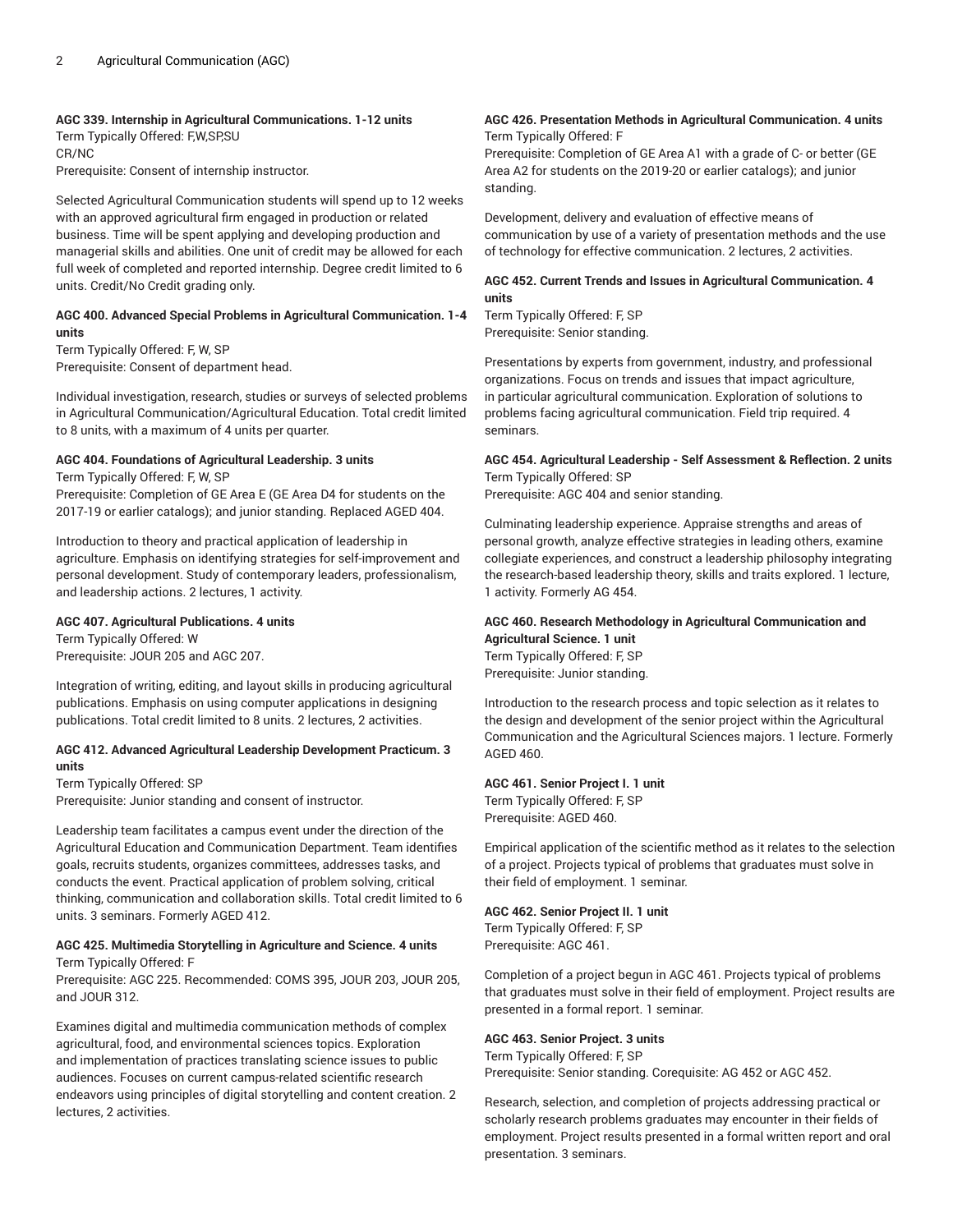**AGC 339. Internship in Agricultural Communications. 1-12 units**

Term Typically Offered: F,W,SP,SU

CR/NC

Prerequisite: Consent of internship instructor.

Selected Agricultural Communication students will spend up to 12 weeks with an approved agricultural firm engaged in production or related business. Time will be spent applying and developing production and managerial skills and abilities. One unit of credit may be allowed for each full week of completed and reported internship. Degree credit limited to 6 units. Credit/No Credit grading only.

**AGC 400. Advanced Special Problems in Agricultural Communication. 1-4 units**

Term Typically Offered: F, W, SP

Prerequisite: Consent of department head.

Individual investigation, research, studies or surveys of selected problems in Agricultural Communication/Agricultural Education. Total credit limited to 8 units, with a maximum of 4 units per quarter.

**AGC 404. Foundations of Agricultural Leadership. 3 units**

Term Typically Offered: F, W, SP

Prerequisite: Completion of GE Area E (GE Area D4 for students on the 2017-19 or earlier catalogs); and junior standing. Replaced AGED 404.

Introduction to theory and practical application of leadership in agriculture. Emphasis on identifying strategies for self-improvement and personal development. Study of contemporary leaders, professionalism, and leadership actions. 2 lectures, 1 activity.

**AGC 407. Agricultural Publications. 4 units**

Term Typically Offered: W

Prerequisite: JOUR 205 and AGC 207.

Integration of writing, editing, and layout skills in producing agricultural publications. Emphasis on using computer applications in designing publications. Total credit limited to 8 units. 2 lectures, 2 activities.

**AGC 412. Advanced Agricultural Leadership Development Practicum. 3 units**

Term Typically Offered: SP

Prerequisite: Junior standing and consent of instructor.

Leadership team facilitates a campus event under the direction of the Agricultural Education and Communication Department. Team identifies goals, recruits students, organizes committees, addresses tasks, and conducts the event. Practical application of problem solving, critical thinking, communication and collaboration skills. Total credit limited to 6 units. 3 seminars. Formerly AGED 412.

**AGC 425. Multimedia Storytelling in Agriculture and Science. 4 units**

Term Typically Offered: F

Prerequisite: AGC 225. Recommended: COMS 395, JOUR 203, JOUR 205, and JOUR 312.

Examines digital and multimedia communication methods of complex agricultural, food, and environmental sciences topics. Exploration and implementation of practices translating science issues to public audiences. Focuses on current campus-related scientific research endeavors using principles of digital storytelling and content creation. 2 lectures, 2 activities.

**AGC 426. Presentation Methods in Agricultural Communication. 4 units**

Term Typically Offered: F

Prerequisite: Completion of GE Area A1 with a grade of C- or better (GE Area A2 for students on the 2019-20 or earlier catalogs); and junior standing.

Development, delivery and evaluation of effective means of communication by use of a variety of presentation methods and the use of technology for effective communication. 2 lectures, 2 activities.

**AGC 452. Current Trends and Issues in Agricultural Communication. 4 units**

Term Typically Offered: F, SP

Prerequisite: Senior standing.

Presentations by experts from government, industry, and professional organizations. Focus on trends and issues that impact agriculture, in particular agricultural communication. Exploration of solutions to problems facing agricultural communication. Field trip required. 4 seminars.

**AGC 454. Agricultural Leadership - Self Assessment & Reflection. 2 units**

Term Typically Offered: SP

Prerequisite: AGC 404 and senior standing.

Culminating leadership experience. Appraise strengths and areas of personal growth, analyze effective strategies in leading others, examine collegiate experiences, and construct a leadership philosophy integrating the research-based leadership theory, skills and traits explored. 1 lecture, 1 activity. Formerly AG 454.

**AGC 460. Research Methodology in Agricultural Communication and Agricultural Science. 1 unit**

Term Typically Offered: F, SP

Prerequisite: Junior standing.

Introduction to the research process and topic selection as it relates to the design and development of the senior project within the Agricultural Communication and the Agricultural Sciences majors. 1 lecture. Formerly AGED 460.

**AGC 461. Senior Project I. 1 unit**

Term Typically Offered: F, SP

Prerequisite: AGED 460.

Empirical application of the scientific method as it relates to the selection of a project. Projects typical of problems that graduates must solve in their field of employment. 1 seminar.

**AGC 462. Senior Project II. 1 unit**

Term Typically Offered: F, SP

Prerequisite: AGC 461.

Completion of a project begun in AGC 461. Projects typical of problems that graduates must solve in their field of employment. Project results are presented in a formal report. 1 seminar.

**AGC 463. Senior Project. 3 units**

Term Typically Offered: F, SP

Prerequisite: Senior standing. Corequisite: AG 452 or AGC 452.

Research, selection, and completion of projects addressing practical or scholarly research problems graduates may encounter in their fields of employment. Project results presented in a formal written report and oral presentation. 3 seminars.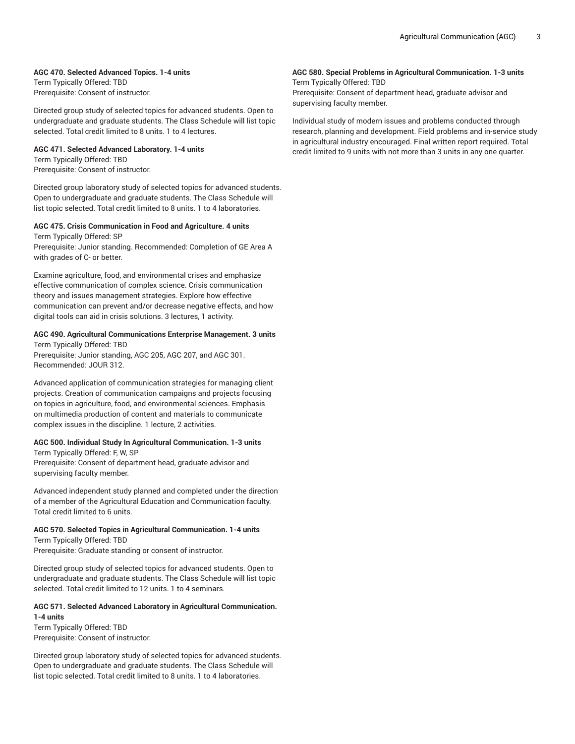**AGC 470. Selected Advanced Topics. 1-4 units**
Term Typically Offered: TBD
Prerequisite: Consent of instructor.

Directed group study of selected topics for advanced students. Open to undergraduate and graduate students. The Class Schedule will list topic selected. Total credit limited to 8 units. 1 to 4 lectures.

**AGC 471. Selected Advanced Laboratory. 1-4 units**
Term Typically Offered: TBD
Prerequisite: Consent of instructor.

Directed group laboratory study of selected topics for advanced students. Open to undergraduate and graduate students. The Class Schedule will list topic selected. Total credit limited to 8 units. 1 to 4 laboratories.

**AGC 475. Crisis Communication in Food and Agriculture. 4 units**
Term Typically Offered: SP
Prerequisite: Junior standing. Recommended: Completion of GE Area A with grades of C- or better.

Examine agriculture, food, and environmental crises and emphasize effective communication of complex science. Crisis communication theory and issues management strategies. Explore how effective communication can prevent and/or decrease negative effects, and how digital tools can aid in crisis solutions. 3 lectures, 1 activity.

**AGC 490. Agricultural Communications Enterprise Management. 3 units**
Term Typically Offered: TBD
Prerequisite: Junior standing, AGC 205, AGC 207, and AGC 301. Recommended: JOUR 312.

Advanced application of communication strategies for managing client projects. Creation of communication campaigns and projects focusing on topics in agriculture, food, and environmental sciences. Emphasis on multimedia production of content and materials to communicate complex issues in the discipline. 1 lecture, 2 activities.

**AGC 500. Individual Study In Agricultural Communication. 1-3 units**
Term Typically Offered: F, W, SP
Prerequisite: Consent of department head, graduate advisor and supervising faculty member.

Advanced independent study planned and completed under the direction of a member of the Agricultural Education and Communication faculty. Total credit limited to 6 units.

**AGC 570. Selected Topics in Agricultural Communication. 1-4 units**
Term Typically Offered: TBD
Prerequisite: Graduate standing or consent of instructor.

Directed group study of selected topics for advanced students. Open to undergraduate and graduate students. The Class Schedule will list topic selected. Total credit limited to 12 units. 1 to 4 seminars.

**AGC 571. Selected Advanced Laboratory in Agricultural Communication. 1-4 units**
Term Typically Offered: TBD
Prerequisite: Consent of instructor.

Directed group laboratory study of selected topics for advanced students. Open to undergraduate and graduate students. The Class Schedule will list topic selected. Total credit limited to 8 units. 1 to 4 laboratories.

**AGC 580. Special Problems in Agricultural Communication. 1-3 units**
Term Typically Offered: TBD
Prerequisite: Consent of department head, graduate advisor and supervising faculty member.

Individual study of modern issues and problems conducted through research, planning and development. Field problems and in-service study in agricultural industry encouraged. Final written report required. Total credit limited to 9 units with not more than 3 units in any one quarter.